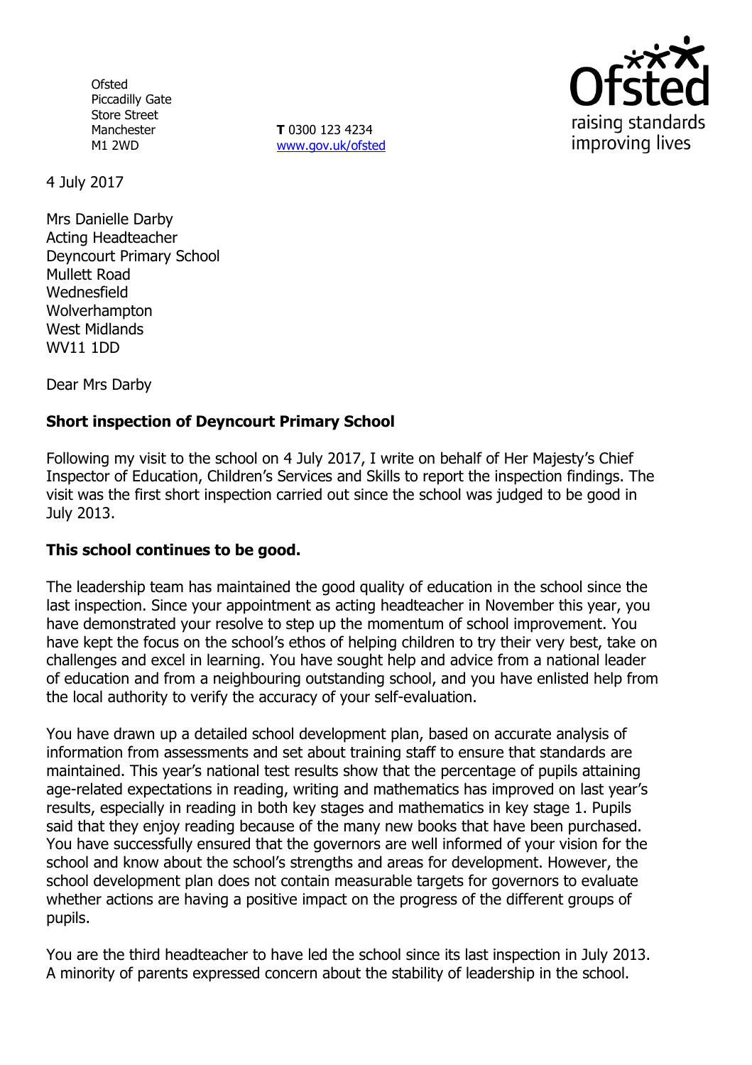Ofsted
Piccadilly Gate
Store Street
Manchester
M1 2WD

**T** 0300 123 4234
www.gov.uk/ofsted

raising standards improving lives

4 July 2017

Mrs Danielle Darby
Acting Headteacher
Deyncourt Primary School
Mullett Road
Wednesfield
Wolverhampton
West Midlands
WV11 1DD

Dear Mrs Darby

**Short inspection of Deyncourt Primary School**

Following my visit to the school on 4 July 2017, I write on behalf of Her Majesty's Chief Inspector of Education, Children's Services and Skills to report the inspection findings. The visit was the first short inspection carried out since the school was judged to be good in July 2013.

**This school continues to be good.**

The leadership team has maintained the good quality of education in the school since the last inspection. Since your appointment as acting headteacher in November this year, you have demonstrated your resolve to step up the momentum of school improvement. You have kept the focus on the school's ethos of helping children to try their very best, take on challenges and excel in learning. You have sought help and advice from a national leader of education and from a neighbouring outstanding school, and you have enlisted help from the local authority to verify the accuracy of your self-evaluation.

You have drawn up a detailed school development plan, based on accurate analysis of information from assessments and set about training staff to ensure that standards are maintained. This year's national test results show that the percentage of pupils attaining age-related expectations in reading, writing and mathematics has improved on last year's results, especially in reading in both key stages and mathematics in key stage 1. Pupils said that they enjoy reading because of the many new books that have been purchased. You have successfully ensured that the governors are well informed of your vision for the school and know about the school's strengths and areas for development. However, the school development plan does not contain measurable targets for governors to evaluate whether actions are having a positive impact on the progress of the different groups of pupils.

You are the third headteacher to have led the school since its last inspection in July 2013. A minority of parents expressed concern about the stability of leadership in the school.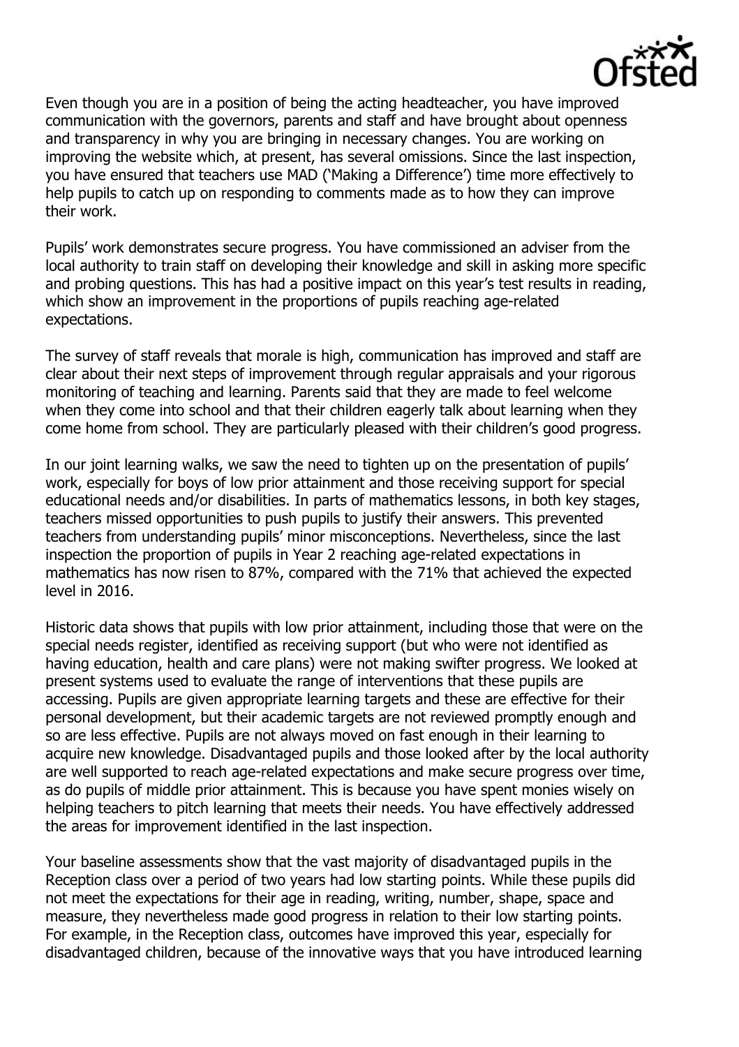Even though you are in a position of being the acting headteacher, you have improved communication with the governors, parents and staff and have brought about openness and transparency in why you are bringing in necessary changes. You are working on improving the website which, at present, has several omissions. Since the last inspection, you have ensured that teachers use MAD ('Making a Difference') time more effectively to help pupils to catch up on responding to comments made as to how they can improve their work.

Pupils' work demonstrates secure progress. You have commissioned an adviser from the local authority to train staff on developing their knowledge and skill in asking more specific and probing questions. This has had a positive impact on this year's test results in reading, which show an improvement in the proportions of pupils reaching age-related expectations.

The survey of staff reveals that morale is high, communication has improved and staff are clear about their next steps of improvement through regular appraisals and your rigorous monitoring of teaching and learning. Parents said that they are made to feel welcome when they come into school and that their children eagerly talk about learning when they come home from school. They are particularly pleased with their children's good progress.

In our joint learning walks, we saw the need to tighten up on the presentation of pupils' work, especially for boys of low prior attainment and those receiving support for special educational needs and/or disabilities. In parts of mathematics lessons, in both key stages, teachers missed opportunities to push pupils to justify their answers. This prevented teachers from understanding pupils' minor misconceptions. Nevertheless, since the last inspection the proportion of pupils in Year 2 reaching age-related expectations in mathematics has now risen to 87%, compared with the 71% that achieved the expected level in 2016.

Historic data shows that pupils with low prior attainment, including those that were on the special needs register, identified as receiving support (but who were not identified as having education, health and care plans) were not making swifter progress. We looked at present systems used to evaluate the range of interventions that these pupils are accessing. Pupils are given appropriate learning targets and these are effective for their personal development, but their academic targets are not reviewed promptly enough and so are less effective. Pupils are not always moved on fast enough in their learning to acquire new knowledge. Disadvantaged pupils and those looked after by the local authority are well supported to reach age-related expectations and make secure progress over time, as do pupils of middle prior attainment. This is because you have spent monies wisely on helping teachers to pitch learning that meets their needs. You have effectively addressed the areas for improvement identified in the last inspection.

Your baseline assessments show that the vast majority of disadvantaged pupils in the Reception class over a period of two years had low starting points. While these pupils did not meet the expectations for their age in reading, writing, number, shape, space and measure, they nevertheless made good progress in relation to their low starting points. For example, in the Reception class, outcomes have improved this year, especially for disadvantaged children, because of the innovative ways that you have introduced learning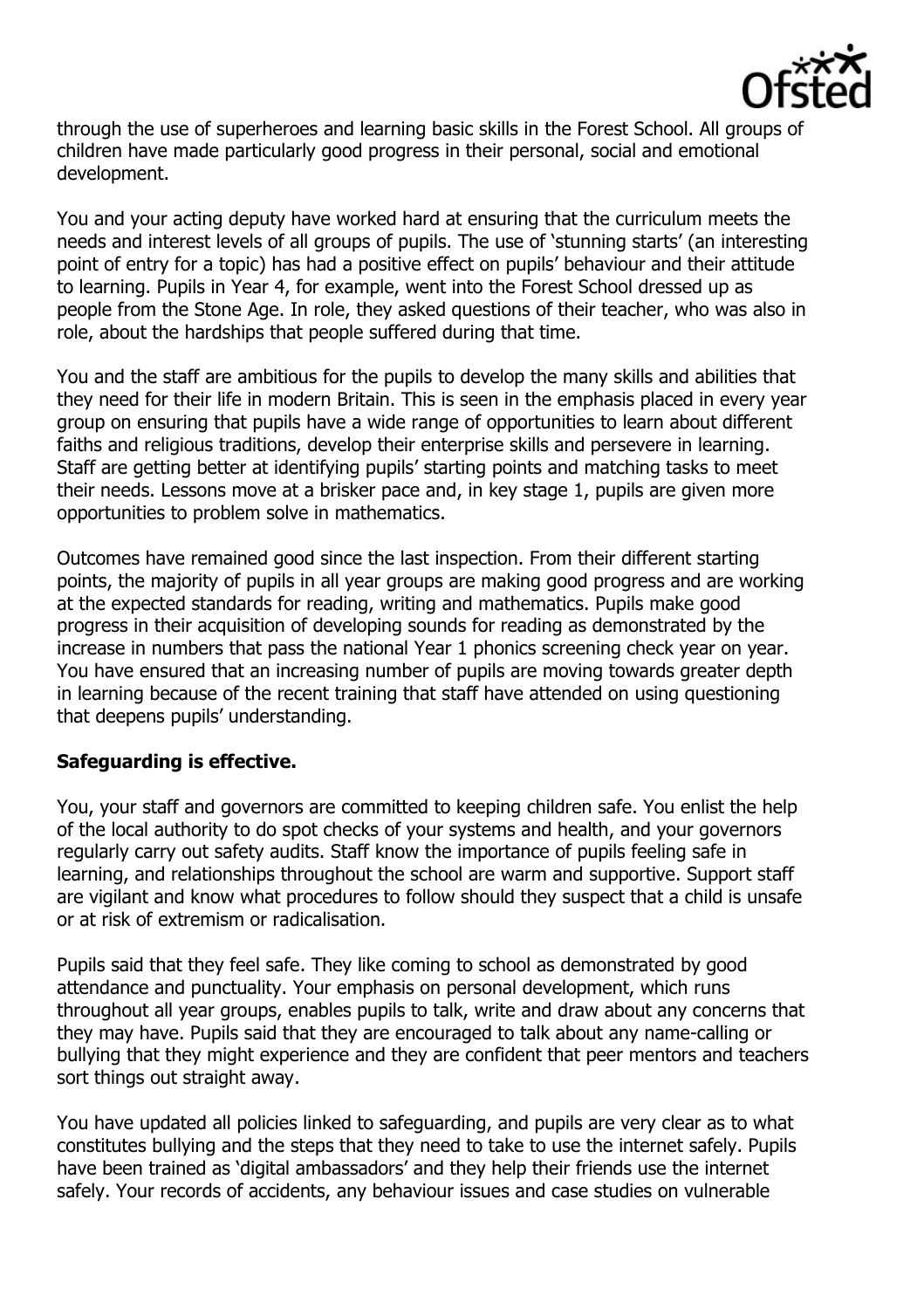through the use of superheroes and learning basic skills in the Forest School. All groups of children have made particularly good progress in their personal, social and emotional development.

You and your acting deputy have worked hard at ensuring that the curriculum meets the needs and interest levels of all groups of pupils. The use of 'stunning starts' (an interesting point of entry for a topic) has had a positive effect on pupils' behaviour and their attitude to learning. Pupils in Year 4, for example, went into the Forest School dressed up as people from the Stone Age. In role, they asked questions of their teacher, who was also in role, about the hardships that people suffered during that time.

You and the staff are ambitious for the pupils to develop the many skills and abilities that they need for their life in modern Britain. This is seen in the emphasis placed in every year group on ensuring that pupils have a wide range of opportunities to learn about different faiths and religious traditions, develop their enterprise skills and persevere in learning. Staff are getting better at identifying pupils' starting points and matching tasks to meet their needs. Lessons move at a brisker pace and, in key stage 1, pupils are given more opportunities to problem solve in mathematics.

Outcomes have remained good since the last inspection. From their different starting points, the majority of pupils in all year groups are making good progress and are working at the expected standards for reading, writing and mathematics. Pupils make good progress in their acquisition of developing sounds for reading as demonstrated by the increase in numbers that pass the national Year 1 phonics screening check year on year. You have ensured that an increasing number of pupils are moving towards greater depth in learning because of the recent training that staff have attended on using questioning that deepens pupils' understanding.

**Safeguarding is effective.**

You, your staff and governors are committed to keeping children safe. You enlist the help of the local authority to do spot checks of your systems and health, and your governors regularly carry out safety audits. Staff know the importance of pupils feeling safe in learning, and relationships throughout the school are warm and supportive. Support staff are vigilant and know what procedures to follow should they suspect that a child is unsafe or at risk of extremism or radicalisation.

Pupils said that they feel safe. They like coming to school as demonstrated by good attendance and punctuality. Your emphasis on personal development, which runs throughout all year groups, enables pupils to talk, write and draw about any concerns that they may have. Pupils said that they are encouraged to talk about any name-calling or bullying that they might experience and they are confident that peer mentors and teachers sort things out straight away.

You have updated all policies linked to safeguarding, and pupils are very clear as to what constitutes bullying and the steps that they need to take to use the internet safely. Pupils have been trained as 'digital ambassadors' and they help their friends use the internet safely. Your records of accidents, any behaviour issues and case studies on vulnerable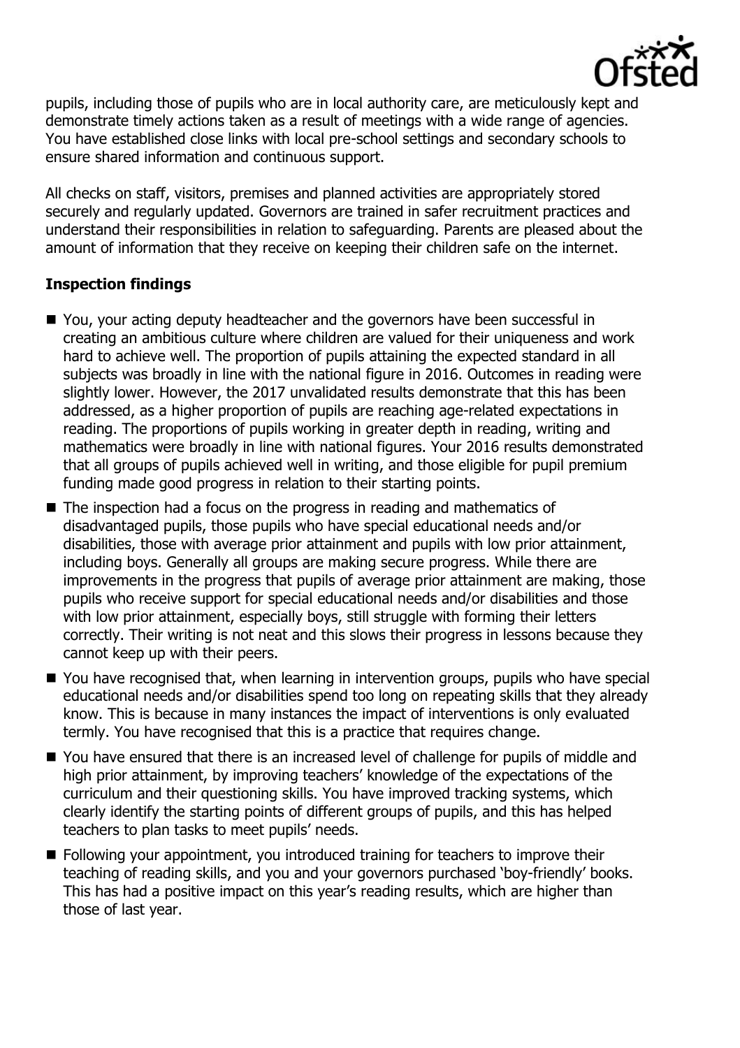pupils, including those of pupils who are in local authority care, are meticulously kept and demonstrate timely actions taken as a result of meetings with a wide range of agencies. You have established close links with local pre-school settings and secondary schools to ensure shared information and continuous support.

All checks on staff, visitors, premises and planned activities are appropriately stored securely and regularly updated. Governors are trained in safer recruitment practices and understand their responsibilities in relation to safeguarding. Parents are pleased about the amount of information that they receive on keeping their children safe on the internet.

## Inspection findings

- You, your acting deputy headteacher and the governors have been successful in creating an ambitious culture where children are valued for their uniqueness and work hard to achieve well. The proportion of pupils attaining the expected standard in all subjects was broadly in line with the national figure in 2016. Outcomes in reading were slightly lower. However, the 2017 unvalidated results demonstrate that this has been addressed, as a higher proportion of pupils are reaching age-related expectations in reading. The proportions of pupils working in greater depth in reading, writing and mathematics were broadly in line with national figures. Your 2016 results demonstrated that all groups of pupils achieved well in writing, and those eligible for pupil premium funding made good progress in relation to their starting points.
- The inspection had a focus on the progress in reading and mathematics of disadvantaged pupils, those pupils who have special educational needs and/or disabilities, those with average prior attainment and pupils with low prior attainment, including boys. Generally all groups are making secure progress. While there are improvements in the progress that pupils of average prior attainment are making, those pupils who receive support for special educational needs and/or disabilities and those with low prior attainment, especially boys, still struggle with forming their letters correctly. Their writing is not neat and this slows their progress in lessons because they cannot keep up with their peers.
- You have recognised that, when learning in intervention groups, pupils who have special educational needs and/or disabilities spend too long on repeating skills that they already know. This is because in many instances the impact of interventions is only evaluated termly. You have recognised that this is a practice that requires change.
- You have ensured that there is an increased level of challenge for pupils of middle and high prior attainment, by improving teachers' knowledge of the expectations of the curriculum and their questioning skills. You have improved tracking systems, which clearly identify the starting points of different groups of pupils, and this has helped teachers to plan tasks to meet pupils' needs.
- Following your appointment, you introduced training for teachers to improve their teaching of reading skills, and you and your governors purchased 'boy-friendly' books. This has had a positive impact on this year's reading results, which are higher than those of last year.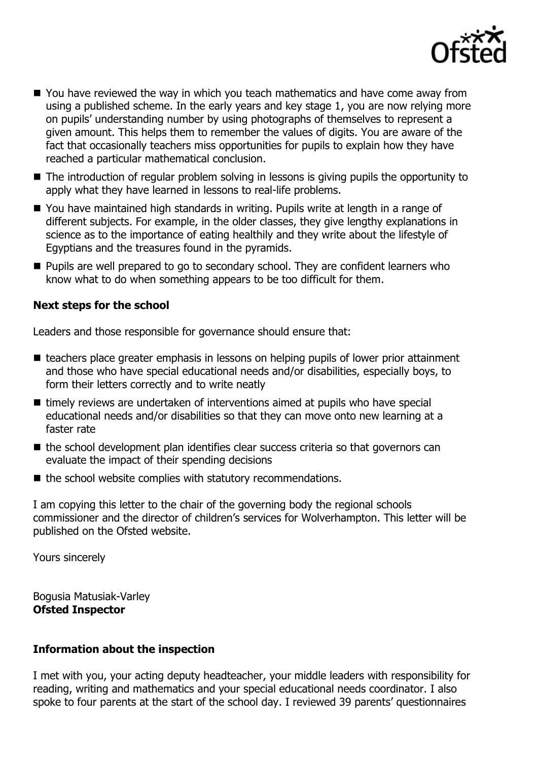- You have reviewed the way in which you teach mathematics and have come away from using a published scheme. In the early years and key stage 1, you are now relying more on pupils' understanding number by using photographs of themselves to represent a given amount. This helps them to remember the values of digits. You are aware of the fact that occasionally teachers miss opportunities for pupils to explain how they have reached a particular mathematical conclusion.
- The introduction of regular problem solving in lessons is giving pupils the opportunity to apply what they have learned in lessons to real-life problems.
- You have maintained high standards in writing. Pupils write at length in a range of different subjects. For example, in the older classes, they give lengthy explanations in science as to the importance of eating healthily and they write about the lifestyle of Egyptians and the treasures found in the pyramids.
- Pupils are well prepared to go to secondary school. They are confident learners who know what to do when something appears to be too difficult for them.

**Next steps for the school**

Leaders and those responsible for governance should ensure that:

- teachers place greater emphasis in lessons on helping pupils of lower prior attainment and those who have special educational needs and/or disabilities, especially boys, to form their letters correctly and to write neatly
- timely reviews are undertaken of interventions aimed at pupils who have special educational needs and/or disabilities so that they can move onto new learning at a faster rate
- the school development plan identifies clear success criteria so that governors can evaluate the impact of their spending decisions
- the school website complies with statutory recommendations.

I am copying this letter to the chair of the governing body the regional schools commissioner and the director of children's services for Wolverhampton. This letter will be published on the Ofsted website.

Yours sincerely

Bogusia Matusiak-Varley
**Ofsted Inspector**

**Information about the inspection**

I met with you, your acting deputy headteacher, your middle leaders with responsibility for reading, writing and mathematics and your special educational needs coordinator. I also spoke to four parents at the start of the school day. I reviewed 39 parents' questionnaires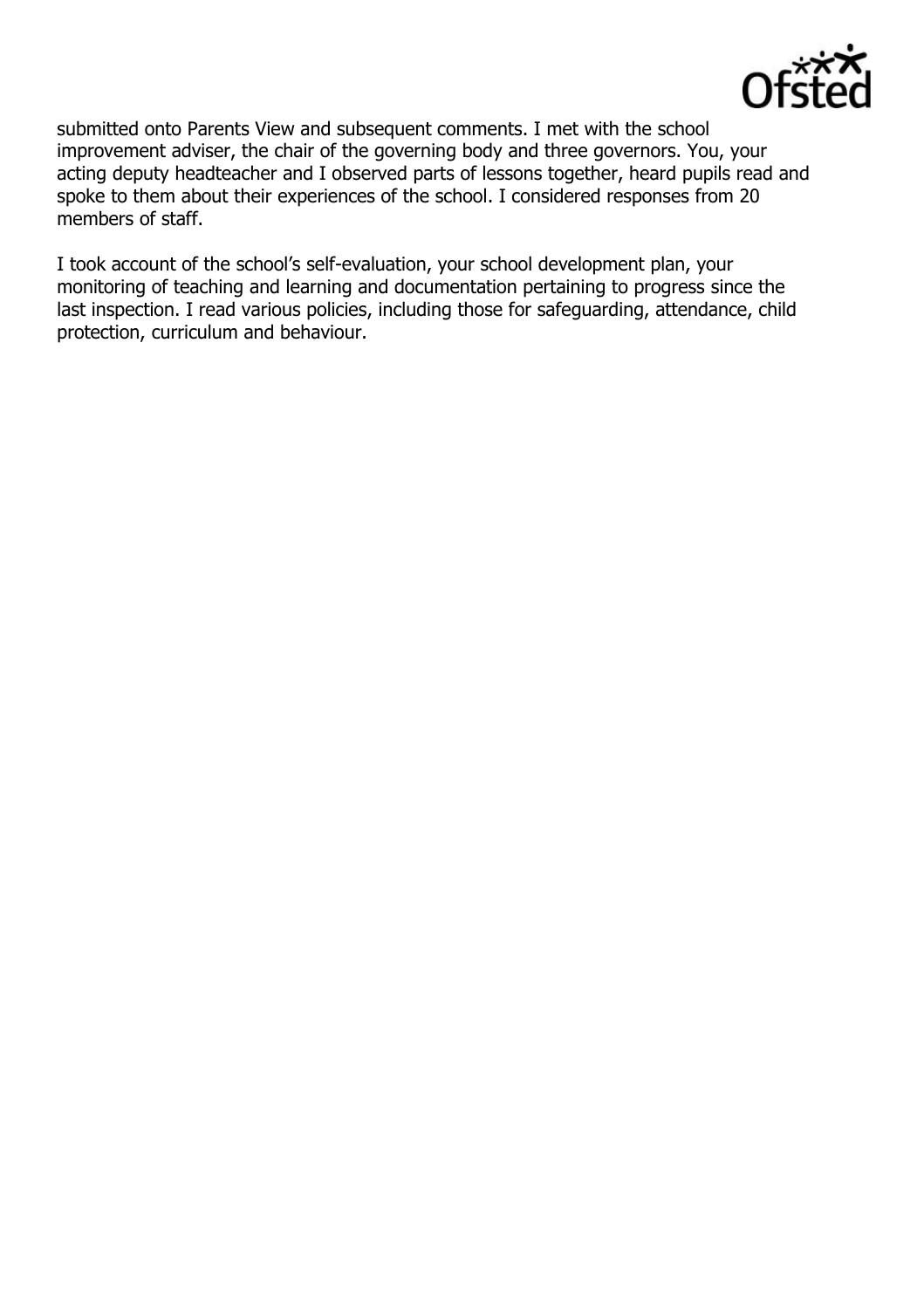submitted onto Parents View and subsequent comments. I met with the school improvement adviser, the chair of the governing body and three governors. You, your acting deputy headteacher and I observed parts of lessons together, heard pupils read and spoke to them about their experiences of the school. I considered responses from 20 members of staff.

I took account of the school's self-evaluation, your school development plan, your monitoring of teaching and learning and documentation pertaining to progress since the last inspection. I read various policies, including those for safeguarding, attendance, child protection, curriculum and behaviour.